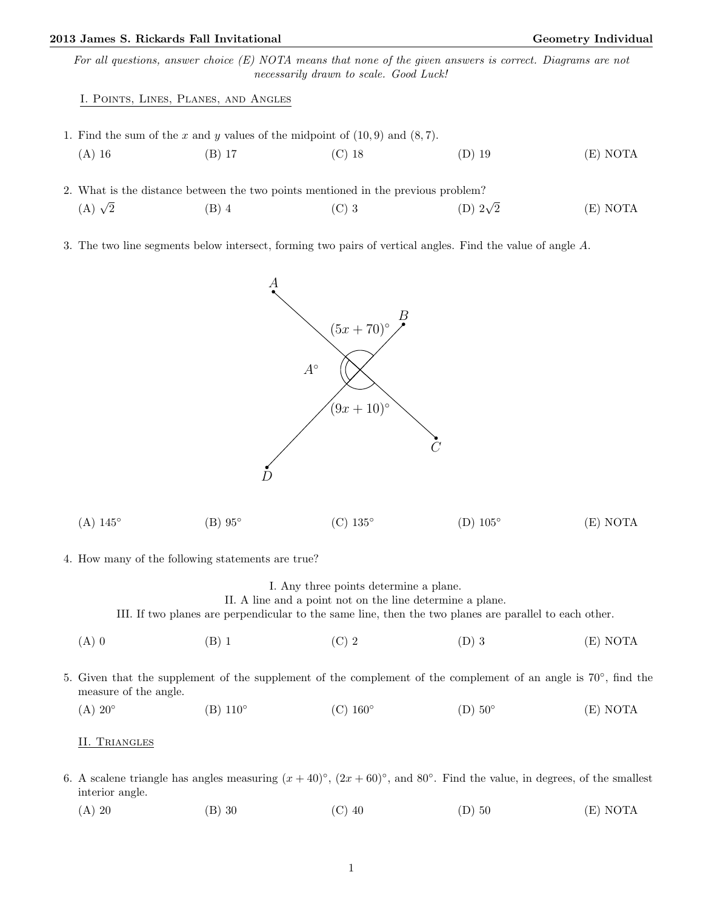*For all questions, answer choice (E) NOTA means that none of the given answers is correct. Diagrams are not necessarily drawn to scale. Good Luck!*

## I. Points, Lines, Planes, and Angles

1. Find the sum of the $x$ and $y$ values of the midpoint of $(10, 9)$ and $(8, 7)$.

   (A) 16 (B) 17 (C) 18 (D) 19 (E) NOTA

2. What is the distance between the two points mentioned in the previous problem?

   (A) $\sqrt{2}$ (B) 4 (C) 3 (D) $2\sqrt{2}$ (E) NOTA

3. The two line segments below intersect, forming two pairs of vertical angles. Find the value of angle $A$.

   $A$, $B$, $C$, $D$; $(5x + 70)^\circ$; $A^\circ$; $(9x + 10)^\circ$

   (A) $145^\circ$ (B) $95^\circ$ (C) $135^\circ$ (D) $105^\circ$ (E) NOTA

4. How many of the following statements are true?

   I. Any three points determine a plane.
   II. A line and a point not on the line determine a plane.
   III. If two planes are perpendicular to the same line, then the two planes are parallel to each other.

   (A) 0 (B) 1 (C) 2 (D) 3 (E) NOTA

5. Given that the supplement of the supplement of the complement of the complement of an angle is $70^\circ$, find the measure of the angle.

   (A) $20^\circ$ (B) $110^\circ$ (C) $160^\circ$ (D) $50^\circ$ (E) NOTA

## II. Triangles

6. A scalene triangle has angles measuring $(x + 40)^\circ$, $(2x + 60)^\circ$, and $80^\circ$. Find the value, in degrees, of the smallest interior angle.

   (A) 20 (B) 30 (C) 40 (D) 50 (E) NOTA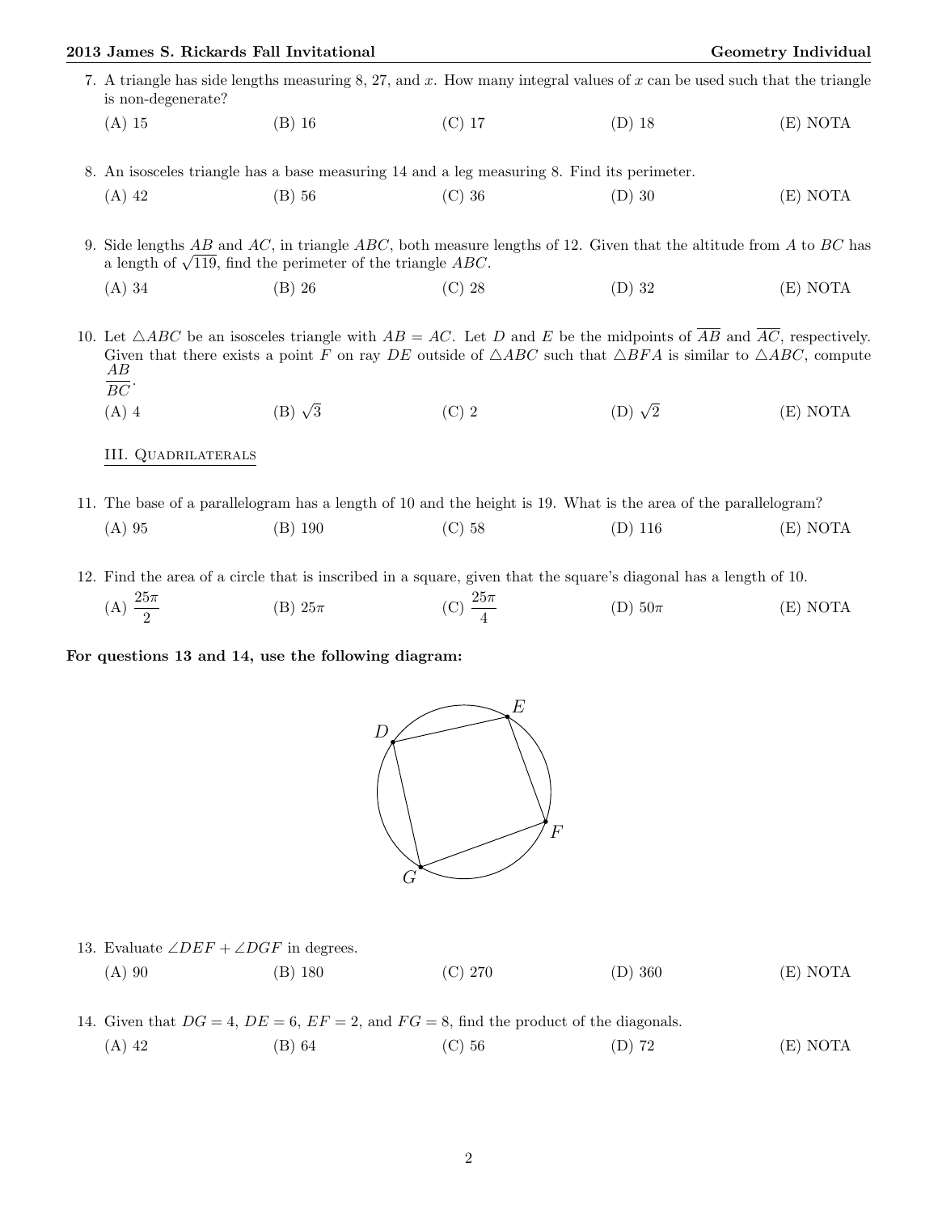7. A triangle has side lengths measuring 8, 27, and $x$. How many integral values of $x$ can be used such that the triangle is non-degenerate?

   (A) 15 (B) 16 (C) 17 (D) 18 (E) NOTA

8. An isosceles triangle has a base measuring 14 and a leg measuring 8. Find its perimeter.

   (A) 42 (B) 56 (C) 36 (D) 30 (E) NOTA

9. Side lengths $AB$ and $AC$, in triangle $ABC$, both measure lengths of 12. Given that the altitude from $A$ to $BC$ has a length of $\sqrt{119}$, find the perimeter of the triangle $ABC$.

   (A) 34 (B) 26 (C) 28 (D) 32 (E) NOTA

10. Let $\triangle ABC$ be an isosceles triangle with $AB = AC$. Let $D$ and $E$ be the midpoints of $\overline{AB}$ and $\overline{AC}$, respectively. Given that there exists a point $F$ on ray $DE$ outside of $\triangle ABC$ such that $\triangle BFA$ is similar to $\triangle ABC$, compute $\dfrac{AB}{BC}$.

    (A) 4 (B) $\sqrt{3}$ (C) 2 (D) $\sqrt{2}$ (E) NOTA

## III. Quadrilaterals

11. The base of a parallelogram has a length of 10 and the height is 19. What is the area of the parallelogram?

    (A) 95 (B) 190 (C) 58 (D) 116 (E) NOTA

12. Find the area of a circle that is inscribed in a square, given that the square's diagonal has a length of 10.

    (A) $\dfrac{25\pi}{2}$ (B) $25\pi$ (C) $\dfrac{25\pi}{4}$ (D) $50\pi$ (E) NOTA

**For questions 13 and 14, use the following diagram:**

13. Evaluate $\angle DEF + \angle DGF$ in degrees.

    (A) 90 (B) 180 (C) 270 (D) 360 (E) NOTA

14. Given that $DG = 4$, $DE = 6$, $EF = 2$, and $FG = 8$, find the product of the diagonals.

    (A) 42 (B) 64 (C) 56 (D) 72 (E) NOTA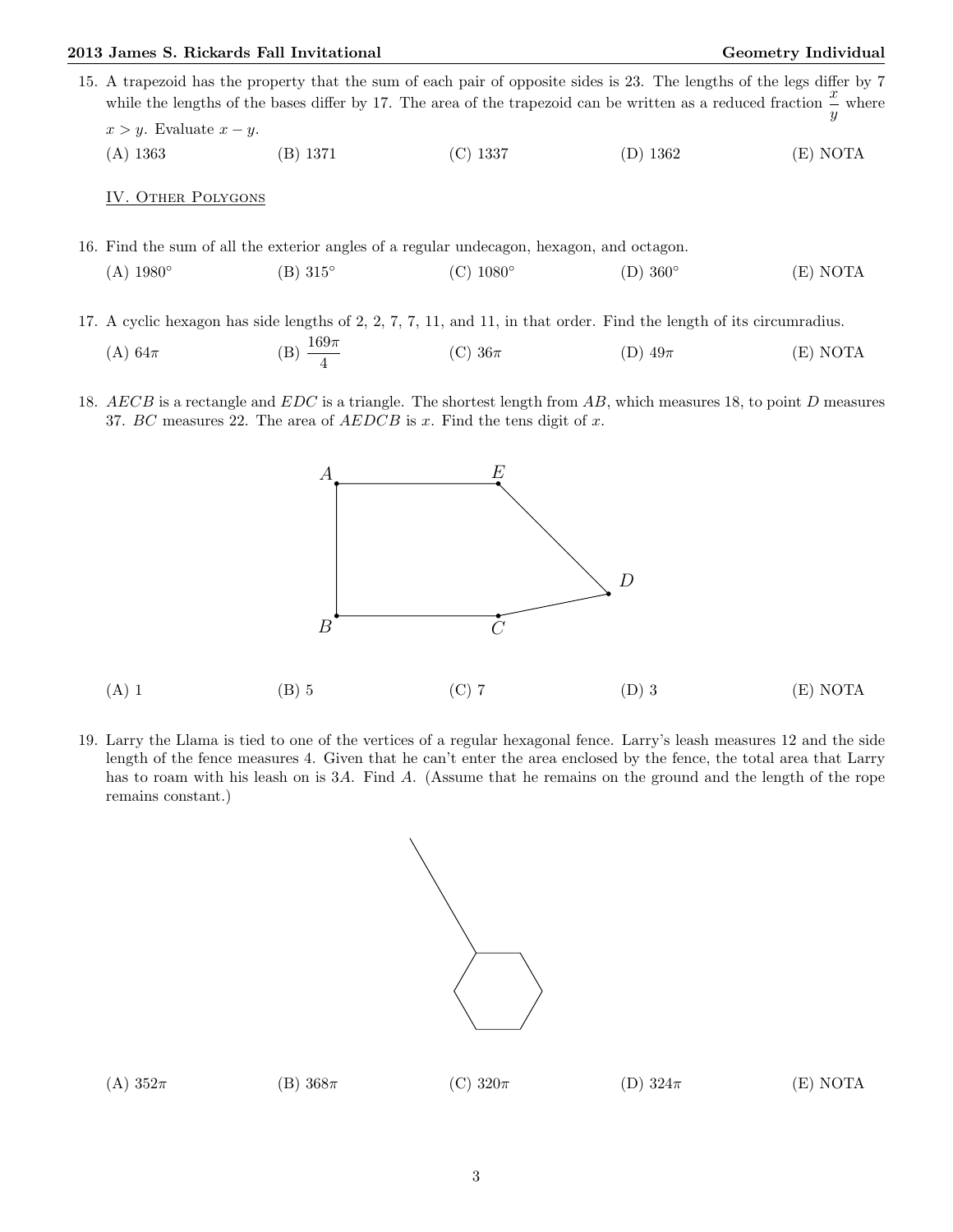15. A trapezoid has the property that the sum of each pair of opposite sides is 23. The lengths of the legs differ by 7 while the lengths of the bases differ by 17. The area of the trapezoid can be written as a reduced fraction $\frac{x}{y}$ where $x > y$. Evaluate $x - y$.

    (A) 1363 (B) 1371 (C) 1337 (D) 1362 (E) NOTA

IV. Other Polygons

16. Find the sum of all the exterior angles of a regular undecagon, hexagon, and octagon.

    (A) $1980°$ (B) $315°$ (C) $1080°$ (D) $360°$ (E) NOTA

17. A cyclic hexagon has side lengths of 2, 2, 7, 7, 11, and 11, in that order. Find the length of its circumradius.

    (A) $64\pi$ (B) $\frac{169\pi}{4}$ (C) $36\pi$ (D) $49\pi$ (E) NOTA

18. $AECB$ is a rectangle and $EDC$ is a triangle. The shortest length from $AB$, which measures 18, to point $D$ measures 37. $BC$ measures 22. The area of $AEDCB$ is $x$. Find the tens digit of $x$.

    (A) 1 (B) 5 (C) 7 (D) 3 (E) NOTA

19. Larry the Llama is tied to one of the vertices of a regular hexagonal fence. Larry's leash measures 12 and the side length of the fence measures 4. Given that he can't enter the area enclosed by the fence, the total area that Larry has to roam with his leash on is $3A$. Find $A$. (Assume that he remains on the ground and the length of the rope remains constant.)

    (A) $352\pi$ (B) $368\pi$ (C) $320\pi$ (D) $324\pi$ (E) NOTA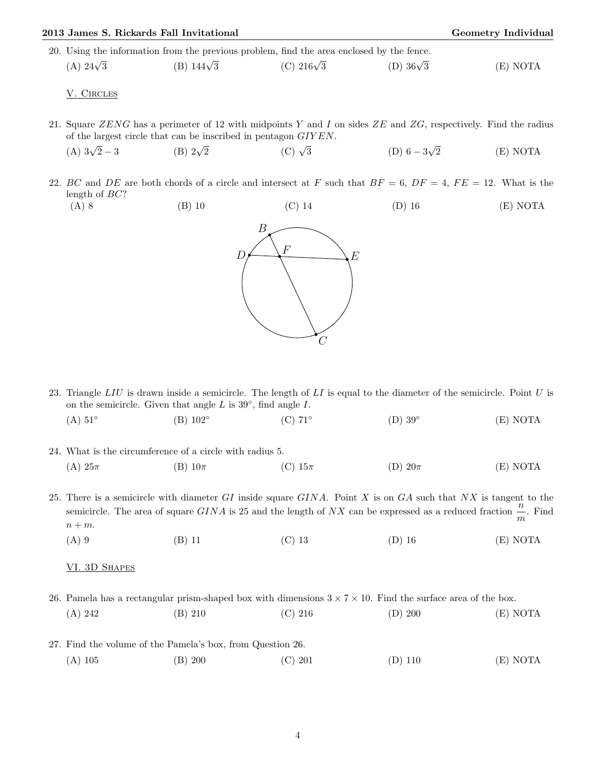20. Using the information from the previous problem, find the area enclosed by the fence.

(A) $24\sqrt{3}$ (B) $144\sqrt{3}$ (C) $216\sqrt{3}$ (D) $36\sqrt{3}$ (E) NOTA

## V. Circles

21. Square $ZENG$ has a perimeter of 12 with midpoints $Y$ and $I$ on sides $ZE$ and $ZG$, respectively. Find the radius of the largest circle that can be inscribed in pentagon $GIYEN$.

(A) $3\sqrt{2}-3$ (B) $2\sqrt{2}$ (C) $\sqrt{3}$ (D) $6-3\sqrt{2}$ (E) NOTA

22. $BC$ and $DE$ are both chords of a circle and intersect at $F$ such that $BF = 6$, $DF = 4$, $FE = 12$. What is the length of $BC$?

(A) 8 (B) 10 (C) 14 (D) 16 (E) NOTA

23. Triangle $LIU$ is drawn inside a semicircle. The length of $LI$ is equal to the diameter of the semicircle. Point $U$ is on the semicircle. Given that angle $L$ is $39°$, find angle $I$.

(A) $51°$ (B) $102°$ (C) $71°$ (D) $39°$ (E) NOTA

24. What is the circumference of a circle with radius 5.

(A) $25\pi$ (B) $10\pi$ (C) $15\pi$ (D) $20\pi$ (E) NOTA

25. There is a semicircle with diameter $GI$ inside square $GINA$. Point $X$ is on $GA$ such that $NX$ is tangent to the semicircle. The area of square $GINA$ is 25 and the length of $NX$ can be expressed as a reduced fraction $\frac{n}{m}$. Find $n+m$.

(A) 9 (B) 11 (C) 13 (D) 16 (E) NOTA

## VI. 3D Shapes

26. Pamela has a rectangular prism-shaped box with dimensions $3 \times 7 \times 10$. Find the surface area of the box.

(A) 242 (B) 210 (C) 216 (D) 200 (E) NOTA

27. Find the volume of the Pamela's box, from Question 26.

(A) 105 (B) 200 (C) 201 (D) 110 (E) NOTA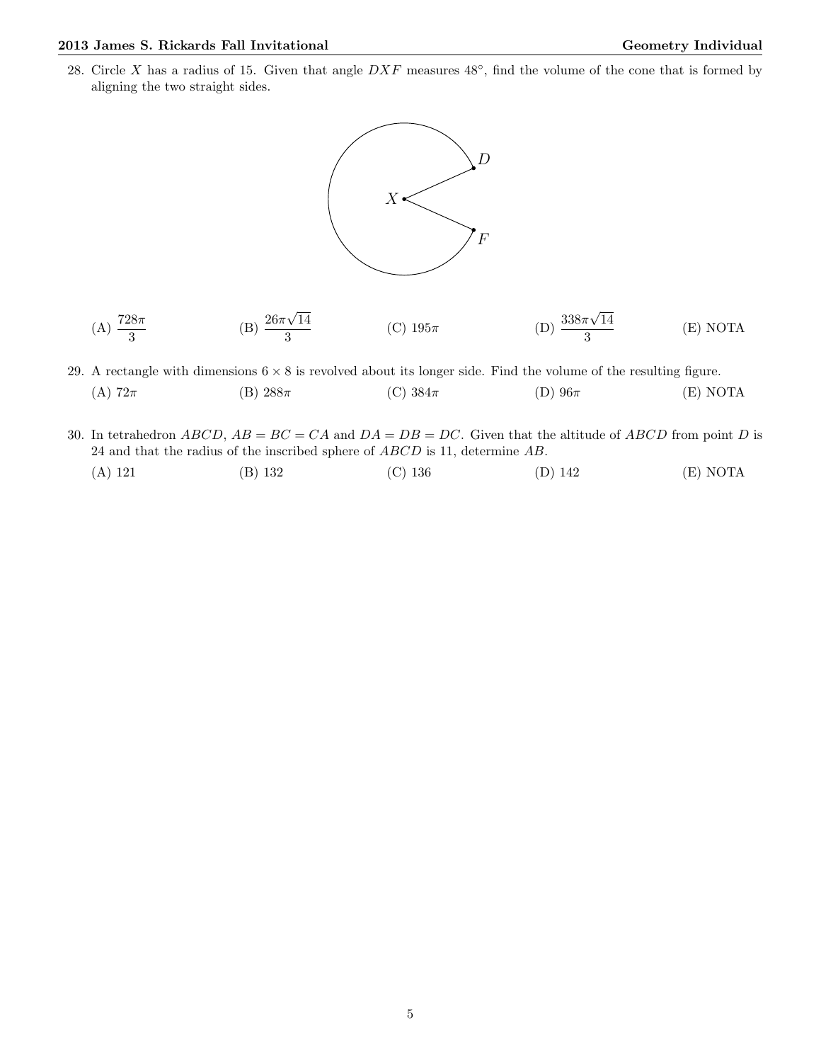28. Circle $X$ has a radius of 15. Given that angle $DXF$ measures $48°$, find the volume of the cone that is formed by aligning the two straight sides.

D
X
F

(A) $\frac{728\pi}{3}$ (B) $\frac{26\pi\sqrt{14}}{3}$ (C) $195\pi$ (D) $\frac{338\pi\sqrt{14}}{3}$ (E) NOTA

29. A rectangle with dimensions $6 \times 8$ is revolved about its longer side. Find the volume of the resulting figure.

(A) $72\pi$ (B) $288\pi$ (C) $384\pi$ (D) $96\pi$ (E) NOTA

30. In tetrahedron $ABCD$, $AB = BC = CA$ and $DA = DB = DC$. Given that the altitude of $ABCD$ from point $D$ is 24 and that the radius of the inscribed sphere of $ABCD$ is 11, determine $AB$.

(A) 121 (B) 132 (C) 136 (D) 142 (E) NOTA